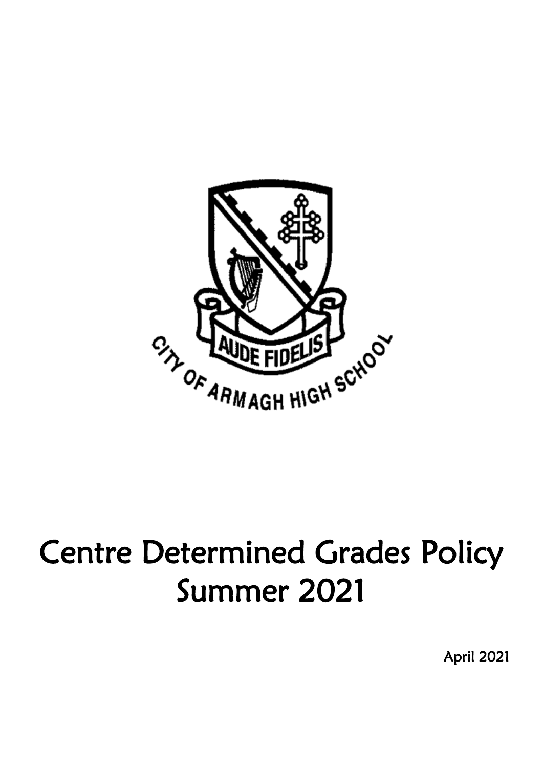AUDE FIDELIS

CITY OF ARMAGH HIGH SCHOOL

# Centre Determined Grades Policy Summer 2021

April 2021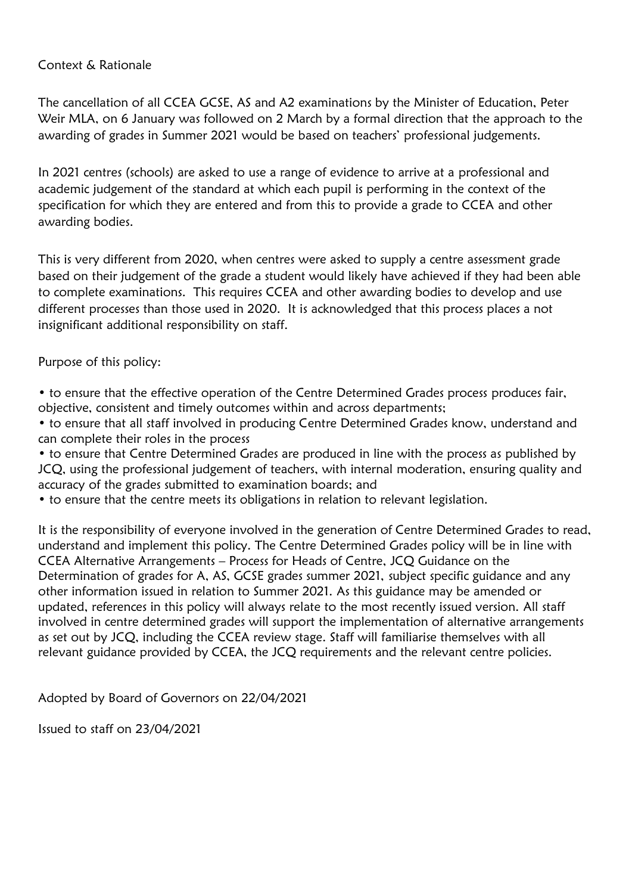## Context & Rationale

The cancellation of all CCEA GCSE, AS and A2 examinations by the Minister of Education, Peter Weir MLA, on 6 January was followed on 2 March by a formal direction that the approach to the awarding of grades in Summer 2021 would be based on teachers' professional judgements.

In 2021 centres (schools) are asked to use a range of evidence to arrive at a professional and academic judgement of the standard at which each pupil is performing in the context of the specification for which they are entered and from this to provide a grade to CCEA and other awarding bodies.

This is very different from 2020, when centres were asked to supply a centre assessment grade based on their judgement of the grade a student would likely have achieved if they had been able to complete examinations. This requires CCEA and other awarding bodies to develop and use different processes than those used in 2020. It is acknowledged that this process places a not insignificant additional responsibility on staff.

Purpose of this policy:

- to ensure that the effective operation of the Centre Determined Grades process produces fair, objective, consistent and timely outcomes within and across departments;
- to ensure that all staff involved in producing Centre Determined Grades know, understand and can complete their roles in the process
- to ensure that Centre Determined Grades are produced in line with the process as published by JCQ, using the professional judgement of teachers, with internal moderation, ensuring quality and accuracy of the grades submitted to examination boards; and
- to ensure that the centre meets its obligations in relation to relevant legislation.

It is the responsibility of everyone involved in the generation of Centre Determined Grades to read, understand and implement this policy. The Centre Determined Grades policy will be in line with CCEA Alternative Arrangements – Process for Heads of Centre, JCQ Guidance on the Determination of grades for A, AS, GCSE grades summer 2021, subject specific guidance and any other information issued in relation to Summer 2021. As this guidance may be amended or updated, references in this policy will always relate to the most recently issued version. All staff involved in centre determined grades will support the implementation of alternative arrangements as set out by JCQ, including the CCEA review stage. Staff will familiarise themselves with all relevant guidance provided by CCEA, the JCQ requirements and the relevant centre policies.

Adopted by Board of Governors on 22/04/2021

Issued to staff on 23/04/2021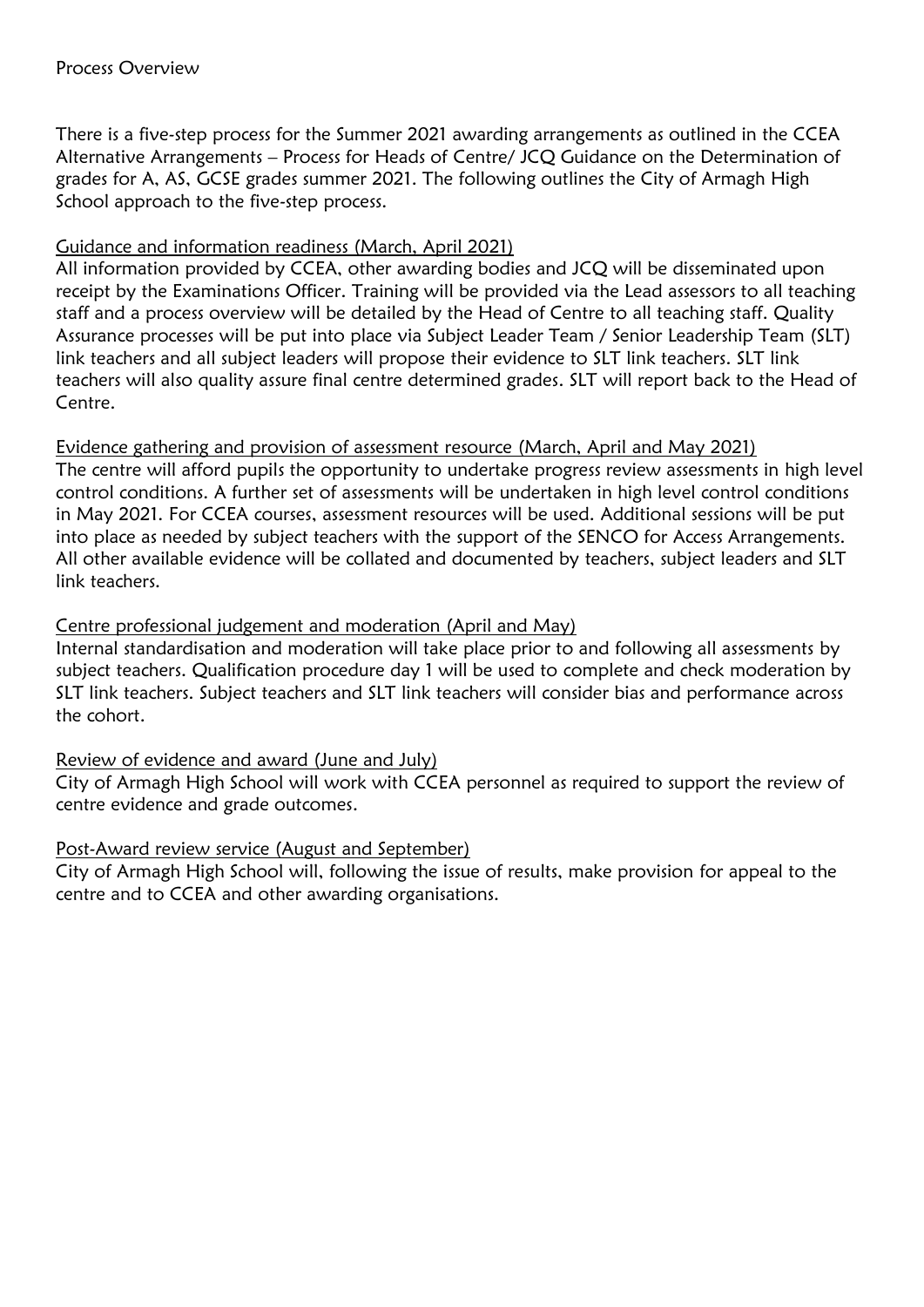Process Overview

There is a five-step process for the Summer 2021 awarding arrangements as outlined in the CCEA Alternative Arrangements – Process for Heads of Centre/ JCQ Guidance on the Determination of grades for A, AS, GCSE grades summer 2021. The following outlines the City of Armagh High School approach to the five-step process.

<u>Guidance and information readiness (March, April 2021)</u>

All information provided by CCEA, other awarding bodies and JCQ will be disseminated upon receipt by the Examinations Officer. Training will be provided via the Lead assessors to all teaching staff and a process overview will be detailed by the Head of Centre to all teaching staff. Quality Assurance processes will be put into place via Subject Leader Team / Senior Leadership Team (SLT) link teachers and all subject leaders will propose their evidence to SLT link teachers. SLT link teachers will also quality assure final centre determined grades. SLT will report back to the Head of Centre.

<u>Evidence gathering and provision of assessment resource (March, April and May 2021)</u>

The centre will afford pupils the opportunity to undertake progress review assessments in high level control conditions. A further set of assessments will be undertaken in high level control conditions in May 2021. For CCEA courses, assessment resources will be used. Additional sessions will be put into place as needed by subject teachers with the support of the SENCO for Access Arrangements. All other available evidence will be collated and documented by teachers, subject leaders and SLT link teachers.

<u>Centre professional judgement and moderation (April and May)</u>

Internal standardisation and moderation will take place prior to and following all assessments by subject teachers. Qualification procedure day 1 will be used to complete and check moderation by SLT link teachers. Subject teachers and SLT link teachers will consider bias and performance across the cohort.

<u>Review of evidence and award (June and July)</u>

City of Armagh High School will work with CCEA personnel as required to support the review of centre evidence and grade outcomes.

<u>Post-Award review service (August and September)</u>

City of Armagh High School will, following the issue of results, make provision for appeal to the centre and to CCEA and other awarding organisations.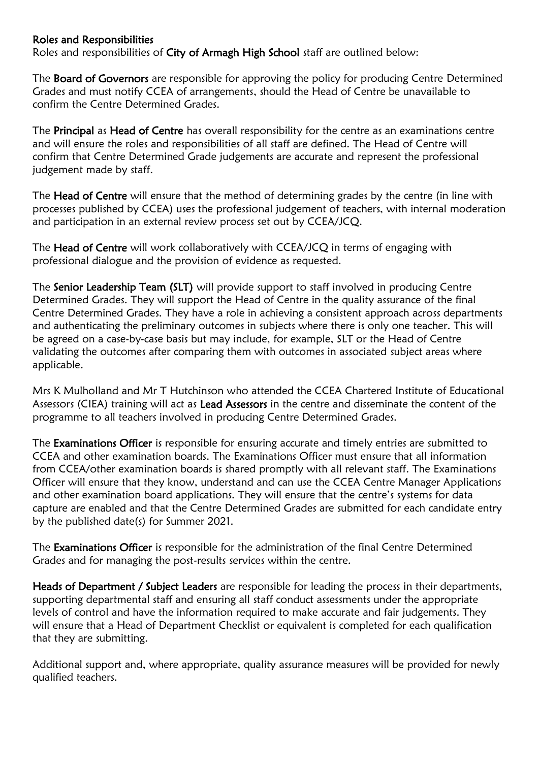### Roles and Responsibilities

Roles and responsibilities of **City of Armagh High School** staff are outlined below:

The **Board of Governors** are responsible for approving the policy for producing Centre Determined Grades and must notify CCEA of arrangements, should the Head of Centre be unavailable to confirm the Centre Determined Grades.

The **Principal** as **Head of Centre** has overall responsibility for the centre as an examinations centre and will ensure the roles and responsibilities of all staff are defined. The Head of Centre will confirm that Centre Determined Grade judgements are accurate and represent the professional judgement made by staff.

The **Head of Centre** will ensure that the method of determining grades by the centre (in line with processes published by CCEA) uses the professional judgement of teachers, with internal moderation and participation in an external review process set out by CCEA/JCQ.

The **Head of Centre** will work collaboratively with CCEA/JCQ in terms of engaging with professional dialogue and the provision of evidence as requested.

The **Senior Leadership Team (SLT)** will provide support to staff involved in producing Centre Determined Grades. They will support the Head of Centre in the quality assurance of the final Centre Determined Grades. They have a role in achieving a consistent approach across departments and authenticating the preliminary outcomes in subjects where there is only one teacher. This will be agreed on a case-by-case basis but may include, for example, SLT or the Head of Centre validating the outcomes after comparing them with outcomes in associated subject areas where applicable.

Mrs K Mulholland and Mr T Hutchinson who attended the CCEA Chartered Institute of Educational Assessors (CIEA) training will act as **Lead Assessors** in the centre and disseminate the content of the programme to all teachers involved in producing Centre Determined Grades.

The **Examinations Officer** is responsible for ensuring accurate and timely entries are submitted to CCEA and other examination boards. The Examinations Officer must ensure that all information from CCEA/other examination boards is shared promptly with all relevant staff. The Examinations Officer will ensure that they know, understand and can use the CCEA Centre Manager Applications and other examination board applications. They will ensure that the centre's systems for data capture are enabled and that the Centre Determined Grades are submitted for each candidate entry by the published date(s) for Summer 2021.

The **Examinations Officer** is responsible for the administration of the final Centre Determined Grades and for managing the post-results services within the centre.

**Heads of Department / Subject Leaders** are responsible for leading the process in their departments, supporting departmental staff and ensuring all staff conduct assessments under the appropriate levels of control and have the information required to make accurate and fair judgements. They will ensure that a Head of Department Checklist or equivalent is completed for each qualification that they are submitting.

Additional support and, where appropriate, quality assurance measures will be provided for newly qualified teachers.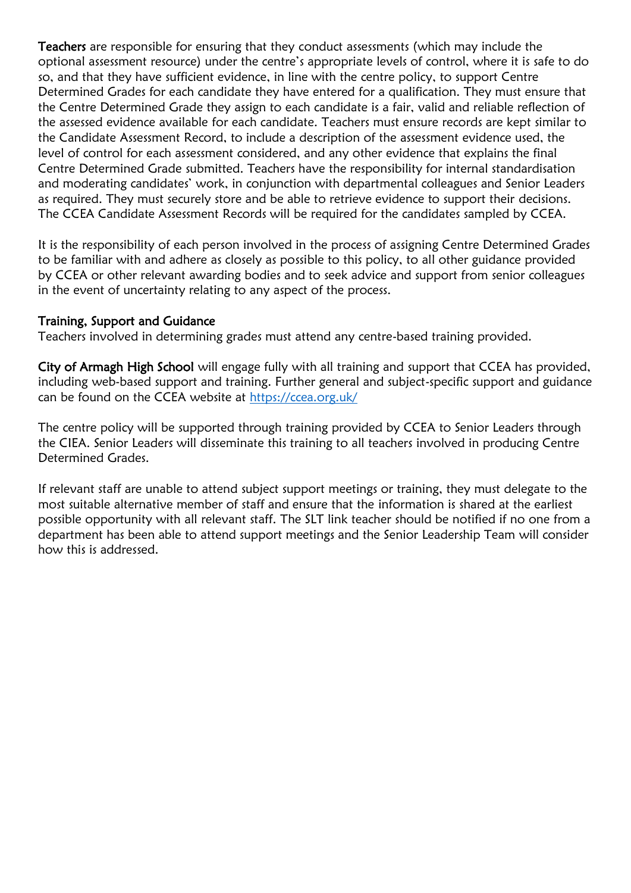**Teachers** are responsible for ensuring that they conduct assessments (which may include the optional assessment resource) under the centre's appropriate levels of control, where it is safe to do so, and that they have sufficient evidence, in line with the centre policy, to support Centre Determined Grades for each candidate they have entered for a qualification. They must ensure that the Centre Determined Grade they assign to each candidate is a fair, valid and reliable reflection of the assessed evidence available for each candidate. Teachers must ensure records are kept similar to the Candidate Assessment Record, to include a description of the assessment evidence used, the level of control for each assessment considered, and any other evidence that explains the final Centre Determined Grade submitted. Teachers have the responsibility for internal standardisation and moderating candidates' work, in conjunction with departmental colleagues and Senior Leaders as required. They must securely store and be able to retrieve evidence to support their decisions. The CCEA Candidate Assessment Records will be required for the candidates sampled by CCEA.

It is the responsibility of each person involved in the process of assigning Centre Determined Grades to be familiar with and adhere as closely as possible to this policy, to all other guidance provided by CCEA or other relevant awarding bodies and to seek advice and support from senior colleagues in the event of uncertainty relating to any aspect of the process.

## Training, Support and Guidance

Teachers involved in determining grades must attend any centre-based training provided.

**City of Armagh High School** will engage fully with all training and support that CCEA has provided, including web-based support and training. Further general and subject-specific support and guidance can be found on the CCEA website at [https://ccea.org.uk/](https://ccea.org.uk/)

The centre policy will be supported through training provided by CCEA to Senior Leaders through the CIEA. Senior Leaders will disseminate this training to all teachers involved in producing Centre Determined Grades.

If relevant staff are unable to attend subject support meetings or training, they must delegate to the most suitable alternative member of staff and ensure that the information is shared at the earliest possible opportunity with all relevant staff. The SLT link teacher should be notified if no one from a department has been able to attend support meetings and the Senior Leadership Team will consider how this is addressed.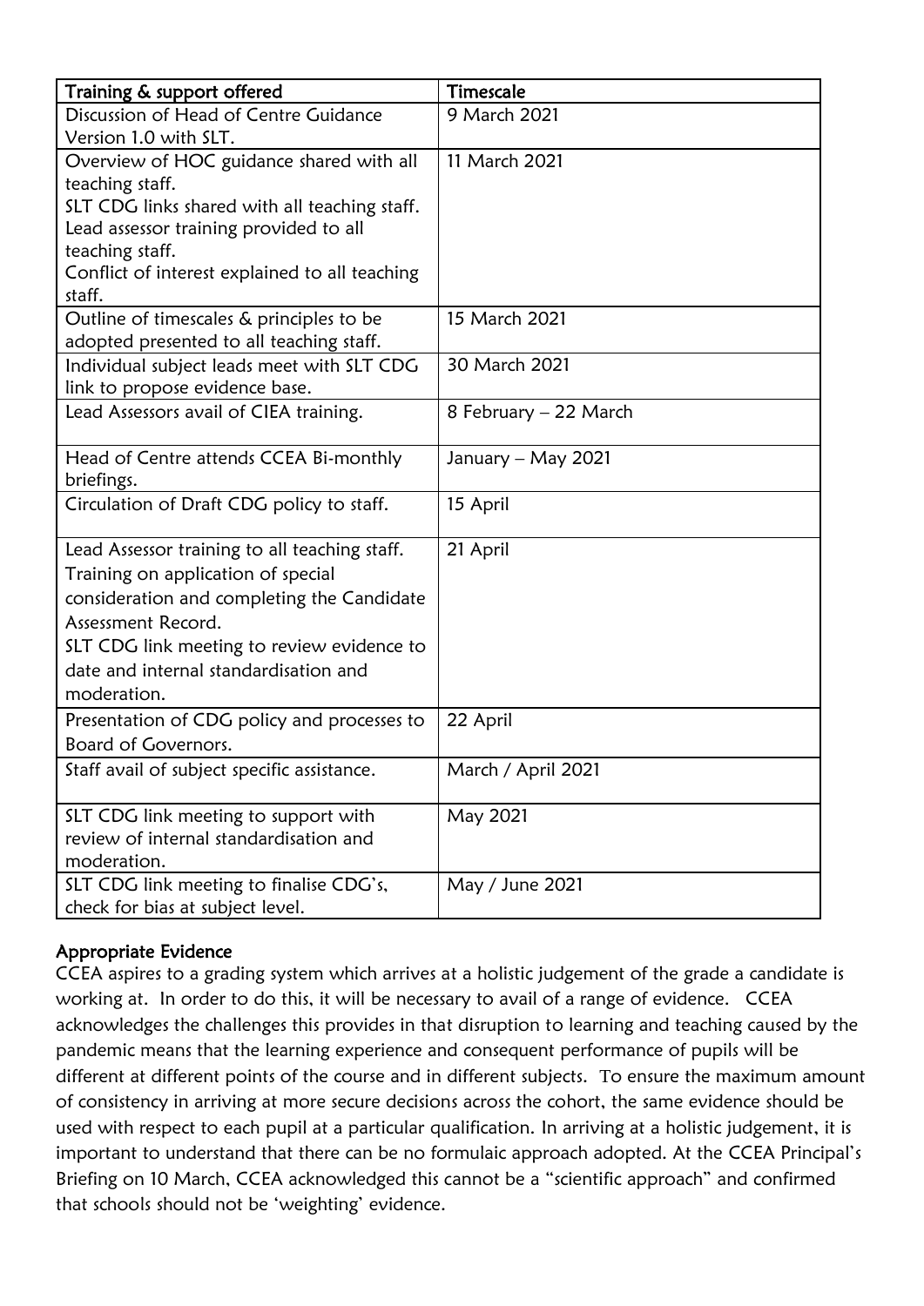| Training & support offered | Timescale |
| --- | --- |
| Discussion of Head of Centre Guidance Version 1.0 with SLT. | 9 March 2021 |
| Overview of HOC guidance shared with all teaching staff.<br>SLT CDG links shared with all teaching staff.<br>Lead assessor training provided to all teaching staff.<br>Conflict of interest explained to all teaching staff. | 11 March 2021 |
| Outline of timescales & principles to be adopted presented to all teaching staff. | 15 March 2021 |
| Individual subject leads meet with SLT CDG link to propose evidence base. | 30 March 2021 |
| Lead Assessors avail of CIEA training. | 8 February – 22 March |
| Head of Centre attends CCEA Bi-monthly briefings. | January – May 2021 |
| Circulation of Draft CDG policy to staff. | 15 April |
| Lead Assessor training to all teaching staff.<br>Training on application of special consideration and completing the Candidate Assessment Record.<br>SLT CDG link meeting to review evidence to date and internal standardisation and moderation. | 21 April |
| Presentation of CDG policy and processes to Board of Governors. | 22 April |
| Staff avail of subject specific assistance. | March / April 2021 |
| SLT CDG link meeting to support with review of internal standardisation and moderation. | May 2021 |
| SLT CDG link meeting to finalise CDG's, check for bias at subject level. | May / June 2021 |

**Appropriate Evidence**

CCEA aspires to a grading system which arrives at a holistic judgement of the grade a candidate is working at. In order to do this, it will be necessary to avail of a range of evidence. CCEA acknowledges the challenges this provides in that disruption to learning and teaching caused by the pandemic means that the learning experience and consequent performance of pupils will be different at different points of the course and in different subjects. To ensure the maximum amount of consistency in arriving at more secure decisions across the cohort, the same evidence should be used with respect to each pupil at a particular qualification. In arriving at a holistic judgement, it is important to understand that there can be no formulaic approach adopted. At the CCEA Principal's Briefing on 10 March, CCEA acknowledged this cannot be a "scientific approach" and confirmed that schools should not be 'weighting' evidence.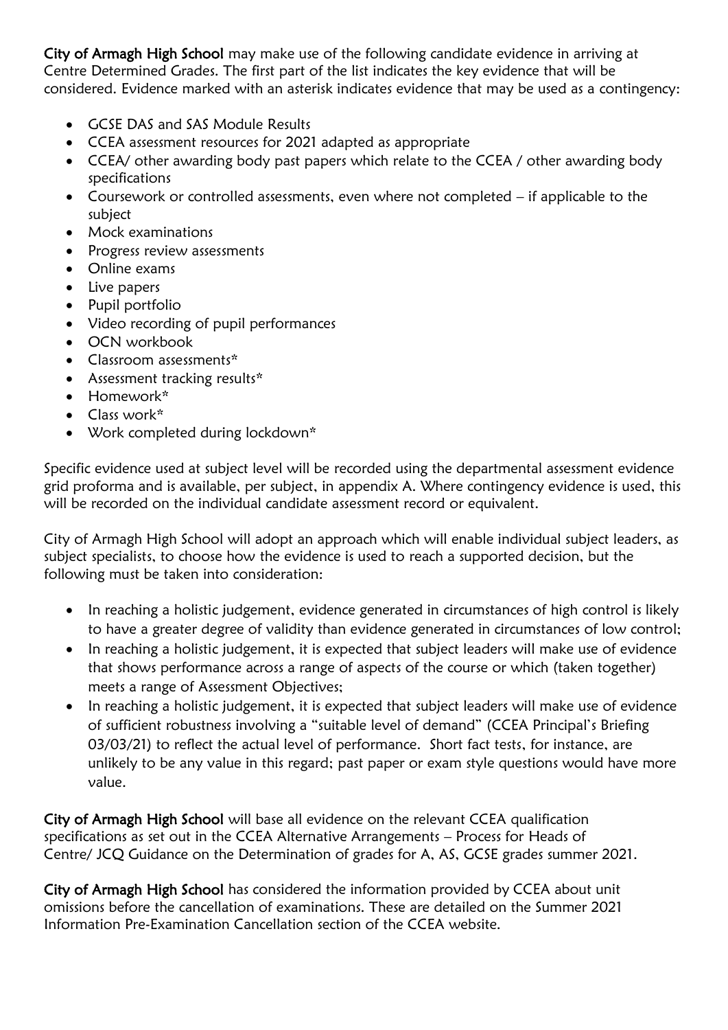**City of Armagh High School** may make use of the following candidate evidence in arriving at Centre Determined Grades. The first part of the list indicates the key evidence that will be considered. Evidence marked with an asterisk indicates evidence that may be used as a contingency:

- GCSE DAS and SAS Module Results
- CCEA assessment resources for 2021 adapted as appropriate
- CCEA/ other awarding body past papers which relate to the CCEA / other awarding body specifications
- Coursework or controlled assessments, even where not completed – if applicable to the subject
- Mock examinations
- Progress review assessments
- Online exams
- Live papers
- Pupil portfolio
- Video recording of pupil performances
- OCN workbook
- Classroom assessments*
- Assessment tracking results*
- Homework*
- Class work*
- Work completed during lockdown*

Specific evidence used at subject level will be recorded using the departmental assessment evidence grid proforma and is available, per subject, in appendix A. Where contingency evidence is used, this will be recorded on the individual candidate assessment record or equivalent.

City of Armagh High School will adopt an approach which will enable individual subject leaders, as subject specialists, to choose how the evidence is used to reach a supported decision, but the following must be taken into consideration:

- In reaching a holistic judgement, evidence generated in circumstances of high control is likely to have a greater degree of validity than evidence generated in circumstances of low control;
- In reaching a holistic judgement, it is expected that subject leaders will make use of evidence that shows performance across a range of aspects of the course or which (taken together) meets a range of Assessment Objectives;
- In reaching a holistic judgement, it is expected that subject leaders will make use of evidence of sufficient robustness involving a "suitable level of demand" (CCEA Principal's Briefing 03/03/21) to reflect the actual level of performance. Short fact tests, for instance, are unlikely to be any value in this regard; past paper or exam style questions would have more value.

**City of Armagh High School** will base all evidence on the relevant CCEA qualification specifications as set out in the CCEA Alternative Arrangements – Process for Heads of Centre/ JCQ Guidance on the Determination of grades for A, AS, GCSE grades summer 2021.

**City of Armagh High School** has considered the information provided by CCEA about unit omissions before the cancellation of examinations. These are detailed on the Summer 2021 Information Pre-Examination Cancellation section of the CCEA website.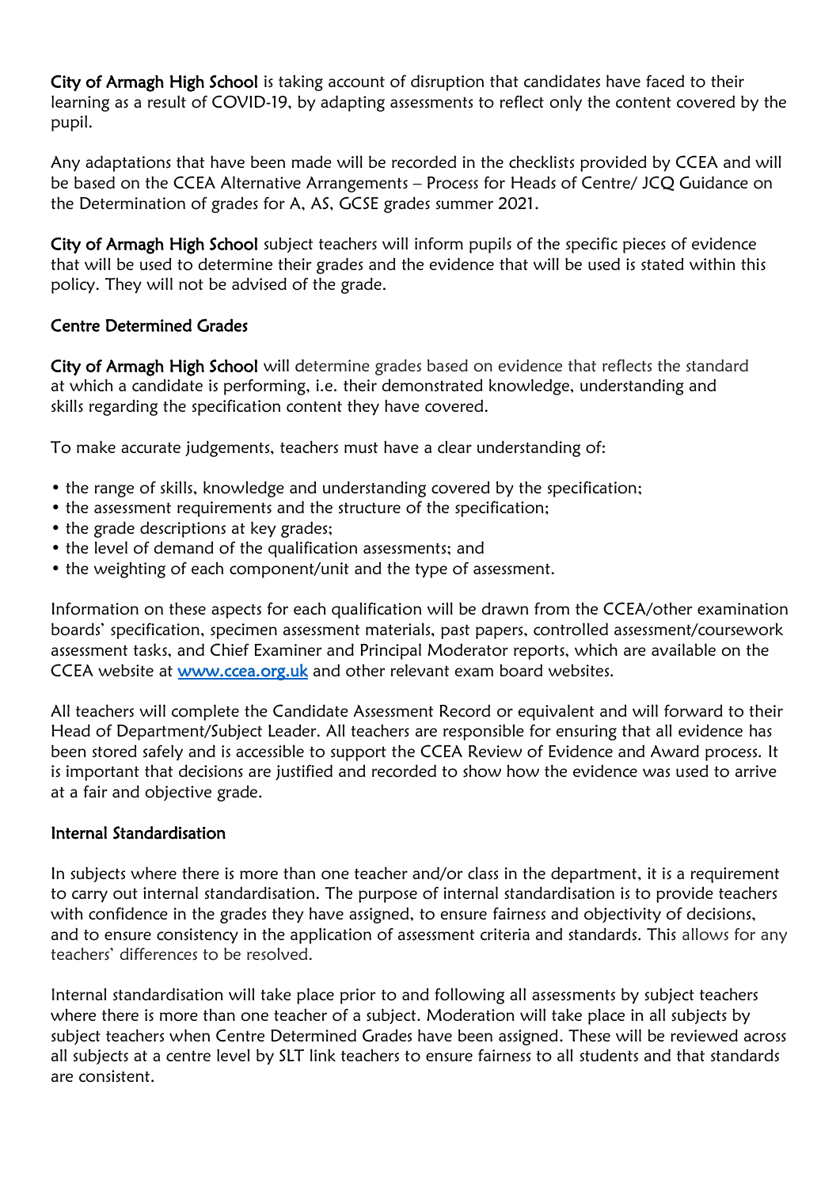**City of Armagh High School** is taking account of disruption that candidates have faced to their learning as a result of COVID-19, by adapting assessments to reflect only the content covered by the pupil.

Any adaptations that have been made will be recorded in the checklists provided by CCEA and will be based on the CCEA Alternative Arrangements – Process for Heads of Centre/ JCQ Guidance on the Determination of grades for A, AS, GCSE grades summer 2021.

**City of Armagh High School** subject teachers will inform pupils of the specific pieces of evidence that will be used to determine their grades and the evidence that will be used is stated within this policy. They will not be advised of the grade.

## Centre Determined Grades

**City of Armagh High School** will determine grades based on evidence that reflects the standard at which a candidate is performing, i.e. their demonstrated knowledge, understanding and skills regarding the specification content they have covered.

To make accurate judgements, teachers must have a clear understanding of:

- the range of skills, knowledge and understanding covered by the specification;
- the assessment requirements and the structure of the specification;
- the grade descriptions at key grades;
- the level of demand of the qualification assessments; and
- the weighting of each component/unit and the type of assessment.

Information on these aspects for each qualification will be drawn from the CCEA/other examination boards' specification, specimen assessment materials, past papers, controlled assessment/coursework assessment tasks, and Chief Examiner and Principal Moderator reports, which are available on the CCEA website at [www.ccea.org.uk](http://www.ccea.org.uk) and other relevant exam board websites.

All teachers will complete the Candidate Assessment Record or equivalent and will forward to their Head of Department/Subject Leader. All teachers are responsible for ensuring that all evidence has been stored safely and is accessible to support the CCEA Review of Evidence and Award process. It is important that decisions are justified and recorded to show how the evidence was used to arrive at a fair and objective grade.

## Internal Standardisation

In subjects where there is more than one teacher and/or class in the department, it is a requirement to carry out internal standardisation. The purpose of internal standardisation is to provide teachers with confidence in the grades they have assigned, to ensure fairness and objectivity of decisions, and to ensure consistency in the application of assessment criteria and standards. This allows for any teachers' differences to be resolved.

Internal standardisation will take place prior to and following all assessments by subject teachers where there is more than one teacher of a subject. Moderation will take place in all subjects by subject teachers when Centre Determined Grades have been assigned. These will be reviewed across all subjects at a centre level by SLT link teachers to ensure fairness to all students and that standards are consistent.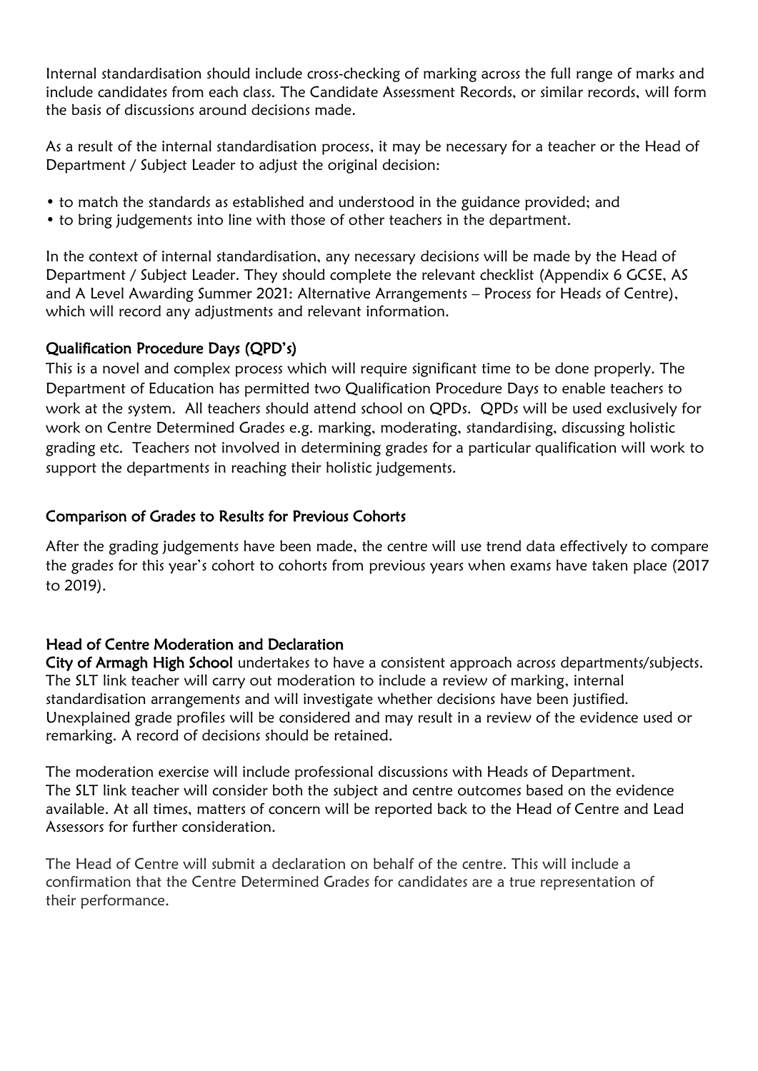Internal standardisation should include cross-checking of marking across the full range of marks and include candidates from each class. The Candidate Assessment Records, or similar records, will form the basis of discussions around decisions made.

As a result of the internal standardisation process, it may be necessary for a teacher or the Head of Department / Subject Leader to adjust the original decision:

- to match the standards as established and understood in the guidance provided; and
- to bring judgements into line with those of other teachers in the department.

In the context of internal standardisation, any necessary decisions will be made by the Head of Department / Subject Leader. They should complete the relevant checklist (Appendix 6 GCSE, AS and A Level Awarding Summer 2021: Alternative Arrangements – Process for Heads of Centre), which will record any adjustments and relevant information.

### Qualification Procedure Days (QPD's)

This is a novel and complex process which will require significant time to be done properly. The Department of Education has permitted two Qualification Procedure Days to enable teachers to work at the system. All teachers should attend school on QPDs. QPDs will be used exclusively for work on Centre Determined Grades e.g. marking, moderating, standardising, discussing holistic grading etc. Teachers not involved in determining grades for a particular qualification will work to support the departments in reaching their holistic judgements.

### Comparison of Grades to Results for Previous Cohorts

After the grading judgements have been made, the centre will use trend data effectively to compare the grades for this year's cohort to cohorts from previous years when exams have taken place (2017 to 2019).

### Head of Centre Moderation and Declaration

**City of Armagh High School** undertakes to have a consistent approach across departments/subjects. The SLT link teacher will carry out moderation to include a review of marking, internal standardisation arrangements and will investigate whether decisions have been justified. Unexplained grade profiles will be considered and may result in a review of the evidence used or remarking. A record of decisions should be retained.

The moderation exercise will include professional discussions with Heads of Department. The SLT link teacher will consider both the subject and centre outcomes based on the evidence available. At all times, matters of concern will be reported back to the Head of Centre and Lead Assessors for further consideration.

The Head of Centre will submit a declaration on behalf of the centre. This will include a confirmation that the Centre Determined Grades for candidates are a true representation of their performance.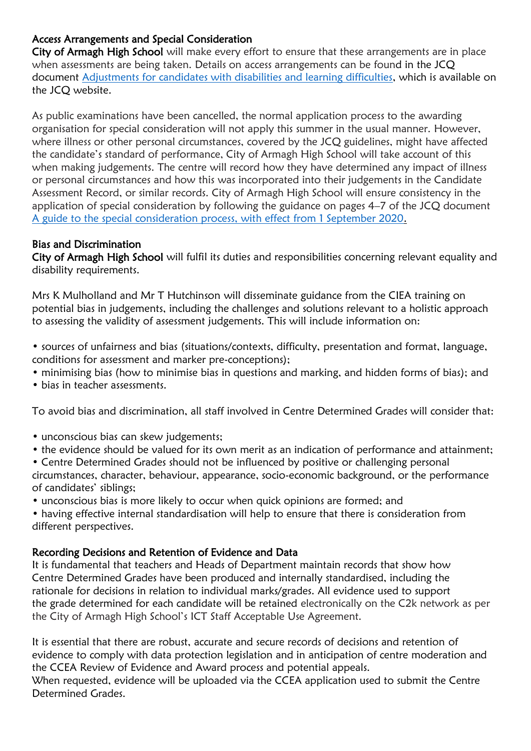## Access Arrangements and Special Consideration

**City of Armagh High School** will make every effort to ensure that these arrangements are in place when assessments are being taken. Details on access arrangements can be found in the JCQ document [Adjustments for candidates with disabilities and learning difficulties](), which is available on the JCQ website.

As public examinations have been cancelled, the normal application process to the awarding organisation for special consideration will not apply this summer in the usual manner. However, where illness or other personal circumstances, covered by the JCQ guidelines, might have affected the candidate's standard of performance, City of Armagh High School will take account of this when making judgements. The centre will record how they have determined any impact of illness or personal circumstances and how this was incorporated into their judgements in the Candidate Assessment Record, or similar records. City of Armagh High School will ensure consistency in the application of special consideration by following the guidance on pages 4–7 of the JCQ document [A guide to the special consideration process, with effect from 1 September 2020]().

## Bias and Discrimination

**City of Armagh High School** will fulfil its duties and responsibilities concerning relevant equality and disability requirements.

Mrs K Mulholland and Mr T Hutchinson will disseminate guidance from the CIEA training on potential bias in judgements, including the challenges and solutions relevant to a holistic approach to assessing the validity of assessment judgements. This will include information on:

- sources of unfairness and bias (situations/contexts, difficulty, presentation and format, language, conditions for assessment and marker pre-conceptions);
- minimising bias (how to minimise bias in questions and marking, and hidden forms of bias); and
- bias in teacher assessments.

To avoid bias and discrimination, all staff involved in Centre Determined Grades will consider that:

- unconscious bias can skew judgements;
- the evidence should be valued for its own merit as an indication of performance and attainment;
- Centre Determined Grades should not be influenced by positive or challenging personal circumstances, character, behaviour, appearance, socio-economic background, or the performance of candidates' siblings;
- unconscious bias is more likely to occur when quick opinions are formed; and
- having effective internal standardisation will help to ensure that there is consideration from different perspectives.

## Recording Decisions and Retention of Evidence and Data

It is fundamental that teachers and Heads of Department maintain records that show how Centre Determined Grades have been produced and internally standardised, including the rationale for decisions in relation to individual marks/grades. All evidence used to support the grade determined for each candidate will be retained electronically on the C2k network as per the City of Armagh High School's ICT Staff Acceptable Use Agreement.

It is essential that there are robust, accurate and secure records of decisions and retention of evidence to comply with data protection legislation and in anticipation of centre moderation and the CCEA Review of Evidence and Award process and potential appeals.
When requested, evidence will be uploaded via the CCEA application used to submit the Centre Determined Grades.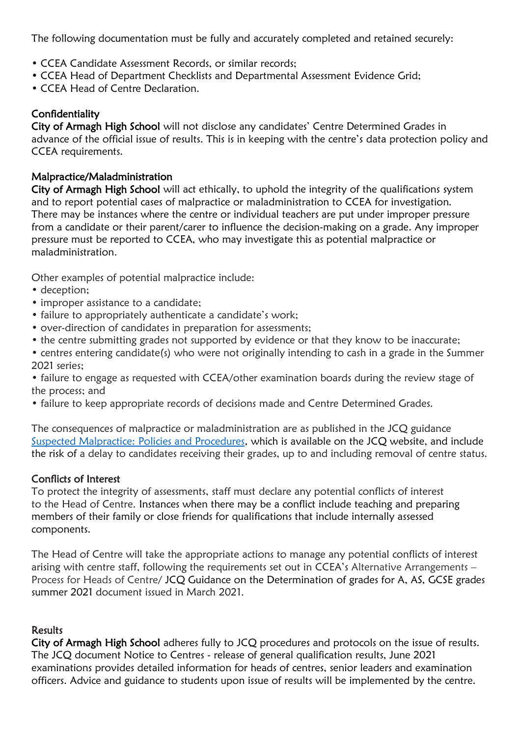The following documentation must be fully and accurately completed and retained securely:

- CCEA Candidate Assessment Records, or similar records;
- CCEA Head of Department Checklists and Departmental Assessment Evidence Grid;
- CCEA Head of Centre Declaration.

### Confidentiality

**City of Armagh High School** will not disclose any candidates' Centre Determined Grades in advance of the official issue of results. This is in keeping with the centre's data protection policy and CCEA requirements.

### Malpractice/Maladministration

**City of Armagh High School** will act ethically, to uphold the integrity of the qualifications system and to report potential cases of malpractice or maladministration to CCEA for investigation. There may be instances where the centre or individual teachers are put under improper pressure from a candidate or their parent/carer to influence the decision-making on a grade. Any improper pressure must be reported to CCEA, who may investigate this as potential malpractice or maladministration.

Other examples of potential malpractice include:

- deception;
- improper assistance to a candidate;
- failure to appropriately authenticate a candidate's work;
- over-direction of candidates in preparation for assessments;
- the centre submitting grades not supported by evidence or that they know to be inaccurate;
- centres entering candidate(s) who were not originally intending to cash in a grade in the Summer 2021 series;
- failure to engage as requested with CCEA/other examination boards during the review stage of the process; and
- failure to keep appropriate records of decisions made and Centre Determined Grades.

The consequences of malpractice or maladministration are as published in the JCQ guidance [Suspected Malpractice: Policies and Procedures](), which is available on the JCQ website, and include the risk of a delay to candidates receiving their grades, up to and including removal of centre status.

### Conflicts of Interest

To protect the integrity of assessments, staff must declare any potential conflicts of interest to the Head of Centre. Instances when there may be a conflict include teaching and preparing members of their family or close friends for qualifications that include internally assessed components.

The Head of Centre will take the appropriate actions to manage any potential conflicts of interest arising with centre staff, following the requirements set out in CCEA's Alternative Arrangements – Process for Heads of Centre/ JCQ Guidance on the Determination of grades for A, AS, GCSE grades summer 2021 document issued in March 2021.

### Results

**City of Armagh High School** adheres fully to JCQ procedures and protocols on the issue of results. The JCQ document Notice to Centres - release of general qualification results, June 2021 examinations provides detailed information for heads of centres, senior leaders and examination officers. Advice and guidance to students upon issue of results will be implemented by the centre.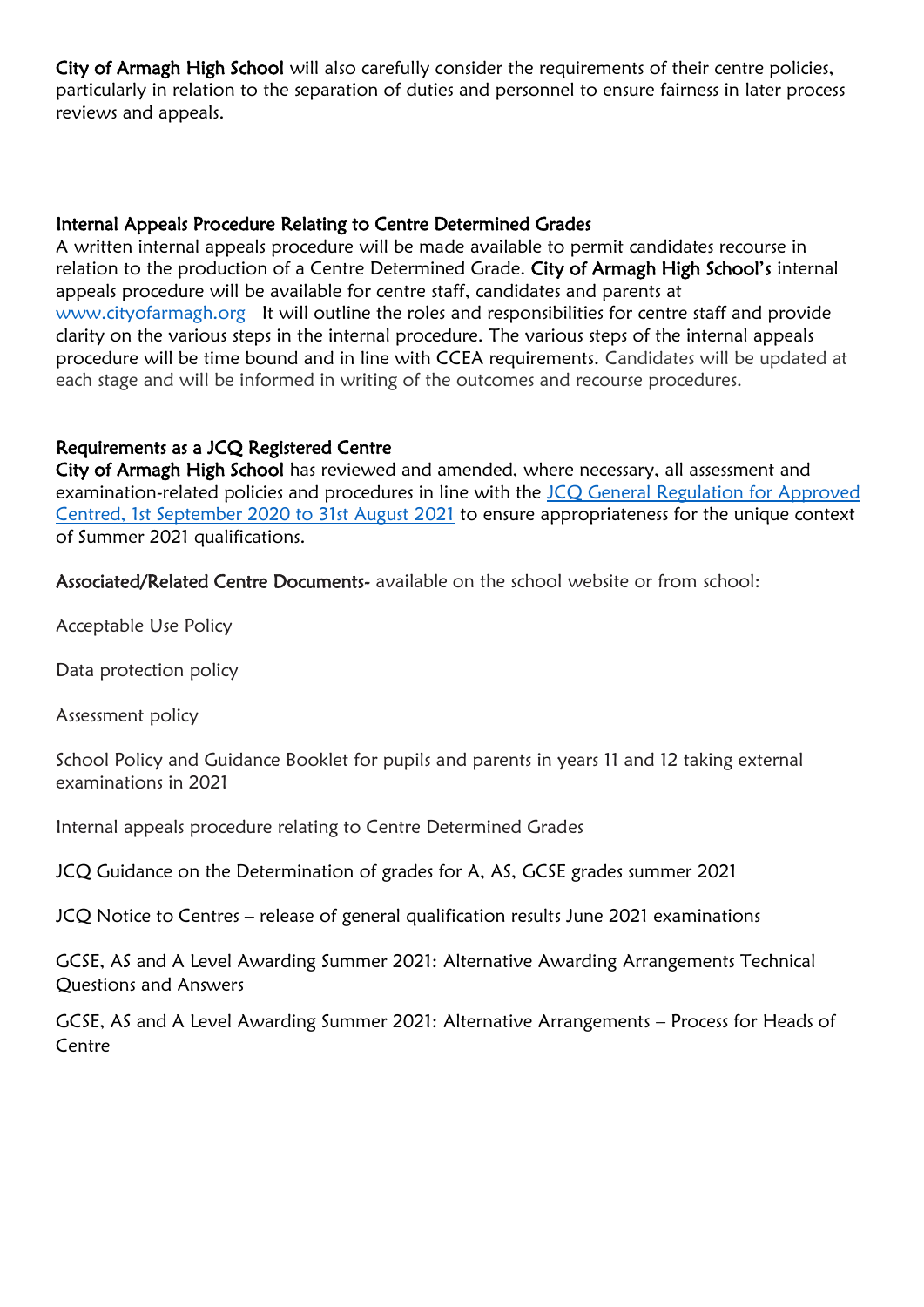**City of Armagh High School** will also carefully consider the requirements of their centre policies, particularly in relation to the separation of duties and personnel to ensure fairness in later process reviews and appeals.

## Internal Appeals Procedure Relating to Centre Determined Grades

A written internal appeals procedure will be made available to permit candidates recourse in relation to the production of a Centre Determined Grade. **City of Armagh High School's** internal appeals procedure will be available for centre staff, candidates and parents at [www.cityofarmagh.org](www.cityofarmagh.org) It will outline the roles and responsibilities for centre staff and provide clarity on the various steps in the internal procedure. The various steps of the internal appeals procedure will be time bound and in line with CCEA requirements. Candidates will be updated at each stage and will be informed in writing of the outcomes and recourse procedures.

## Requirements as a JCQ Registered Centre

**City of Armagh High School** has reviewed and amended, where necessary, all assessment and examination-related policies and procedures in line with the [JCQ General Regulation for Approved Centred, 1st September 2020 to 31st August 2021](JCQ General Regulation for Approved Centred, 1st September 2020 to 31st August 2021) to ensure appropriateness for the unique context of Summer 2021 qualifications.

**Associated/Related Centre Documents-** available on the school website or from school:

Acceptable Use Policy

Data protection policy

Assessment policy

School Policy and Guidance Booklet for pupils and parents in years 11 and 12 taking external examinations in 2021

Internal appeals procedure relating to Centre Determined Grades

JCQ Guidance on the Determination of grades for A, AS, GCSE grades summer 2021

JCQ Notice to Centres – release of general qualification results June 2021 examinations

GCSE, AS and A Level Awarding Summer 2021: Alternative Awarding Arrangements Technical Questions and Answers

GCSE, AS and A Level Awarding Summer 2021: Alternative Arrangements – Process for Heads of Centre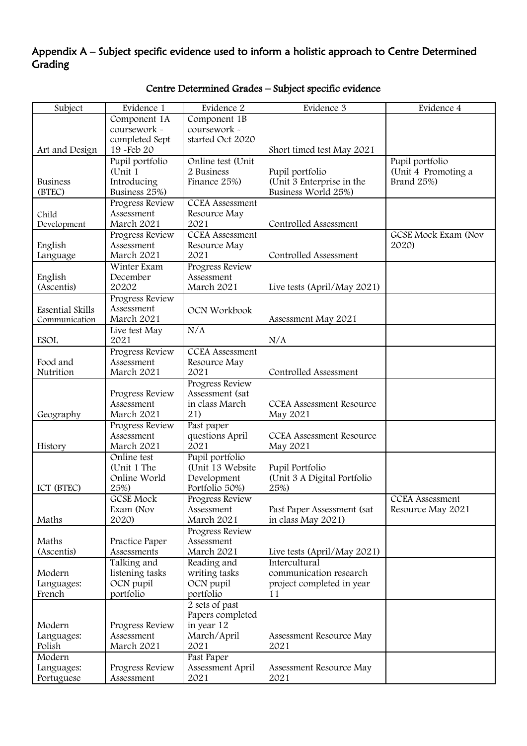## Appendix A – Subject specific evidence used to inform a holistic approach to Centre Determined Grading

### Centre Determined Grades – Subject specific evidence

| Subject | Evidence 1 | Evidence 2 | Evidence 3 | Evidence 4 |
|---|---|---|---|---|
| Art and Design | Component 1A coursework - completed Sept 19 -Feb 20 | Component 1B coursework - started Oct 2020 | Short timed test May 2021 | |
| Business (BTEC) | Pupil portfolio (Unit 1 Introducing Business 25%) | Online test (Unit 2 Business Finance 25%) | Pupil portfolio (Unit 3 Enterprise in the Business World 25%) | Pupil portfolio (Unit 4 Promoting a Brand 25%) |
| Child Development | Progress Review Assessment March 2021 | CCEA Assessment Resource May 2021 | Controlled Assessment | |
| English Language | Progress Review Assessment March 2021 | CCEA Assessment Resource May 2021 | Controlled Assessment | GCSE Mock Exam (Nov 2020) |
| English (Ascentis) | Winter Exam December 20202 | Progress Review Assessment March 2021 | Live tests (April/May 2021) | |
| Essential Skills Communication | Progress Review Assessment March 2021 | OCN Workbook | Assessment May 2021 | |
| ESOL | Live test May 2021 | N/A | N/A | |
| Food and Nutrition | Progress Review Assessment March 2021 | CCEA Assessment Resource May 2021 | Controlled Assessment | |
| Geography | Progress Review Assessment March 2021 | Progress Review Assessment (sat in class March 21) | CCEA Assessment Resource May 2021 | |
| History | Progress Review Assessment March 2021 | Past paper questions April 2021 | CCEA Assessment Resource May 2021 | |
| ICT (BTEC) | Online test (Unit 1 The Online World 25%) | Pupil portfolio (Unit 13 Website Development Portfolio 50%) | Pupil Portfolio (Unit 3 A Digital Portfolio 25%) | |
| Maths | GCSE Mock Exam (Nov 2020) | Progress Review Assessment March 2021 | Past Paper Assessment (sat in class May 2021) | CCEA Assessment Resource May 2021 |
| Maths (Ascentis) | Practice Paper Assessments | Progress Review Assessment March 2021 | Live tests (April/May 2021) | |
| Modern Languages: French | Talking and listening tasks OCN pupil portfolio | Reading and writing tasks OCN pupil portfolio | Intercultural communication research project completed in year 11 | |
| Modern Languages: Polish | Progress Review Assessment March 2021 | 2 sets of past Papers completed in year 12 March/April 2021 | Assessment Resource May 2021 | |
| Modern Languages: Portuguese | Progress Review Assessment | Past Paper Assessment April 2021 | Assessment Resource May 2021 | |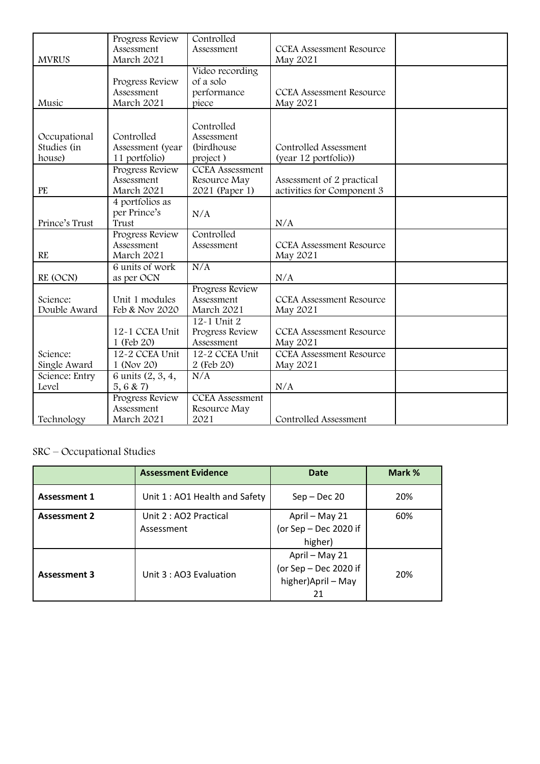| | | | | |
|---|---|---|---|---|
| MVRUS | Progress Review Assessment March 2021 | Controlled Assessment | CCEA Assessment Resource May 2021 | |
| Music | Progress Review Assessment March 2021 | Video recording of a solo performance piece | CCEA Assessment Resource May 2021 | |
| Occupational Studies (in house) | Controlled Assessment (year 11 portfolio) | Controlled Assessment (birdhouse project ) | Controlled Assessment (year 12 portfolio)) | |
| PE | Progress Review Assessment March 2021 | CCEA Assessment Resource May 2021 (Paper 1) | Assessment of 2 practical activities for Component 3 | |
| Prince's Trust | 4 portfolios as per Prince's Trust | N/A | N/A | |
| RE | Progress Review Assessment March 2021 | Controlled Assessment | CCEA Assessment Resource May 2021 | |
| RE (OCN) | 6 units of work as per OCN | N/A | N/A | |
| Science: Double Award | Unit 1 modules Feb & Nov 2020 | Progress Review Assessment March 2021 | CCEA Assessment Resource May 2021 | |
| Science: Single Award | 12-1 CCEA Unit 1 (Feb 20) | 12-1 Unit 2 Progress Review Assessment | CCEA Assessment Resource May 2021 | |
| | 12-2 CCEA Unit 1 (Nov 20) | 12-2 CCEA Unit 2 (Feb 20) | CCEA Assessment Resource May 2021 | |
| Science: Entry Level | 6 units (2, 3, 4, 5, 6 & 7) | N/A | N/A | |
| Technology | Progress Review Assessment March 2021 | CCEA Assessment Resource May 2021 | Controlled Assessment | |

SRC – Occupational Studies

| | Assessment Evidence | Date | Mark % |
|---|---|---|---|
| **Assessment 1** | Unit 1 : AO1 Health and Safety | Sep – Dec 20 | 20% |
| **Assessment 2** | Unit 2 : AO2 Practical Assessment | April – May 21 (or Sep – Dec 2020 if higher) | 60% |
| **Assessment 3** | Unit 3 : AO3 Evaluation | April – May 21 (or Sep – Dec 2020 if higher)April – May 21 | 20% |